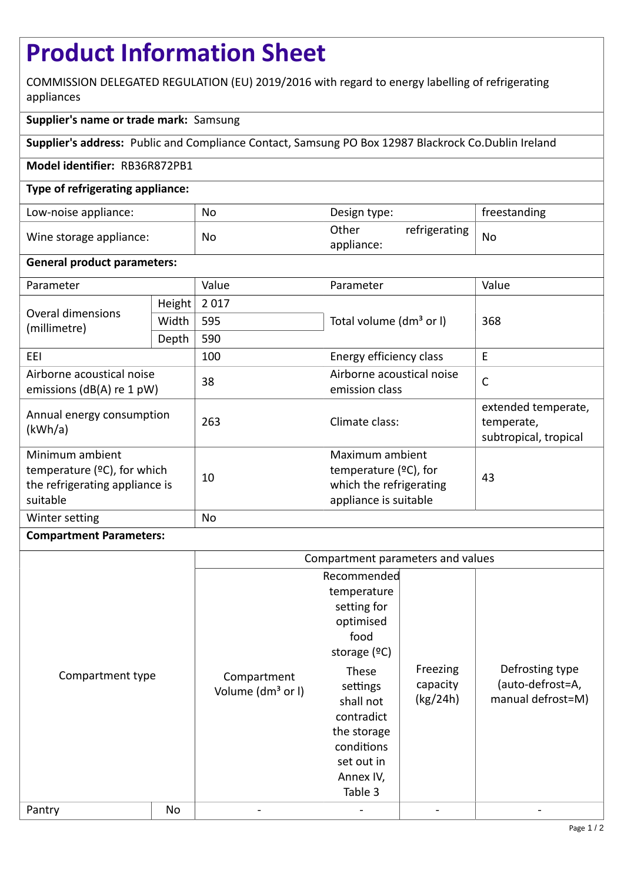# Product Information Sheet

COMMISSION DELEGATED REGULATION (EU) 2019/2016 with regard to energy labelling of refrigerating appliances

**Supplier's name or trade mark:** Samsung

**Supplier's address:** Public and Compliance Contact, Samsung PO Box 12987 Blackrock Co.Dublin Ireland

**Model identifier:** RB36R872PB1

**Type of refrigerating appliance:**

| | | | |
|---|---|---|---|
| Low-noise appliance: | No | Design type: | freestanding |
| Wine storage appliance: | No | Other refrigerating appliance: | No |

**General product parameters:**

| Parameter | | Value | Parameter | Value |
|---|---|---|---|---|
| Overal dimensions (millimetre) | Height | 2 017 | Total volume ($dm^3$ or l) | 368 |
| | Width | 595 | | |
| | Depth | 590 | | |
| EEI | | 100 | Energy efficiency class | E |
| Airborne acoustical noise emissions (dB(A) re 1 pW) | | 38 | Airborne acoustical noise emission class | C |
| Annual energy consumption (kWh/a) | | 263 | Climate class: | extended temperate, temperate, subtropical, tropical |
| Minimum ambient temperature (ºC), for which the refrigerating appliance is suitable | | 10 | Maximum ambient temperature (ºC), for which the refrigerating appliance is suitable | 43 |
| Winter setting | | No | | |

**Compartment Parameters:**

| Compartment type | | Compartment parameters and values | | | |
|---|---|---|---|---|---|
| | | Compartment Volume ($dm^3$ or l) | Recommended temperature setting for optimised food storage (ºC) These settings shall not contradict the storage conditions set out in Annex IV, Table 3 | Freezing capacity (kg/24h) | Defrosting type (auto-defrost=A, manual defrost=M) |
| Pantry | No | - | - | - | - |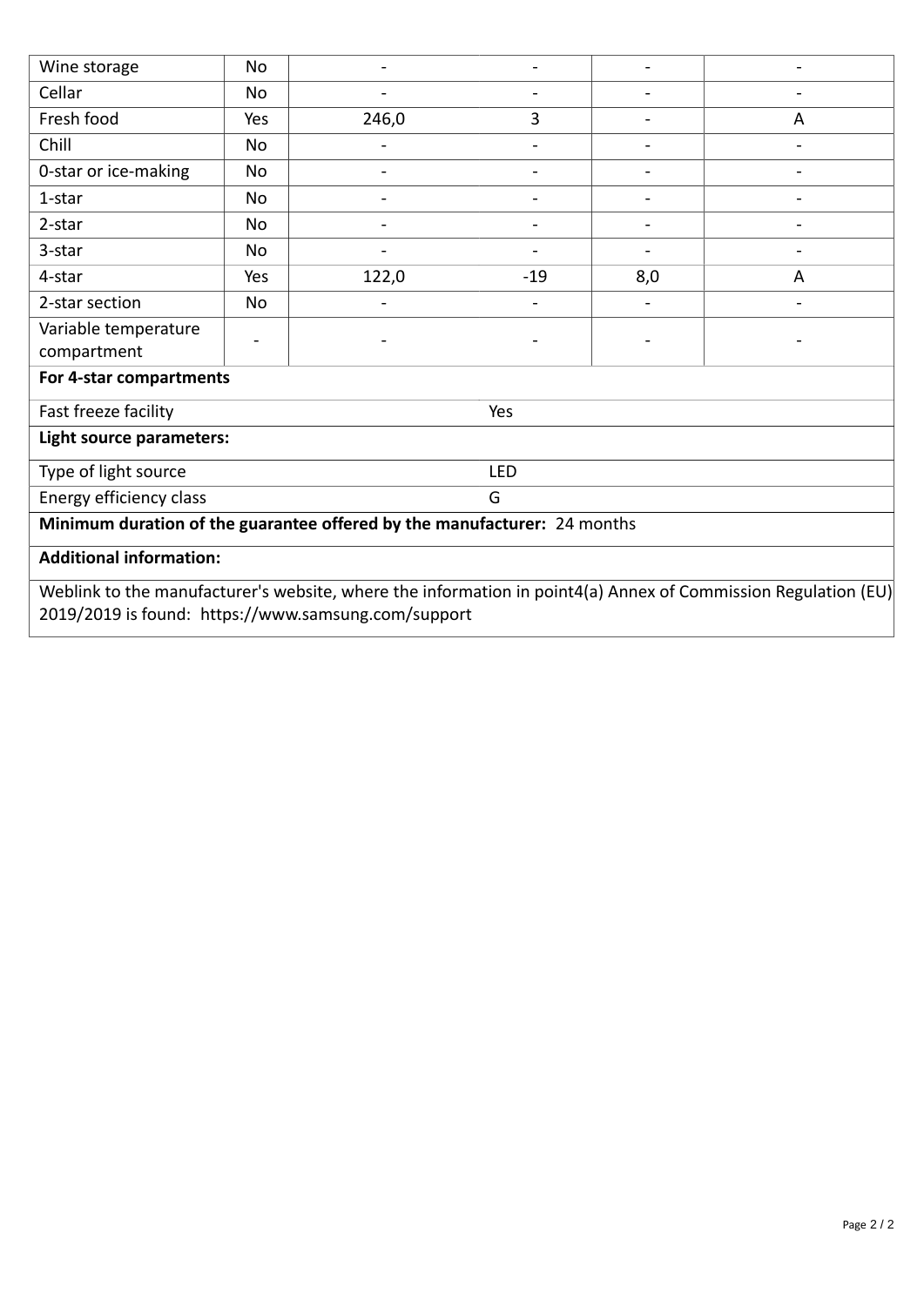| | | | | | |
|---|---|---|---|---|---|
| Wine storage | No | - | - | - | - |
| Cellar | No | - | - | - | - |
| Fresh food | Yes | 246,0 | 3 | - | A |
| Chill | No | - | - | - | - |
| 0-star or ice-making | No | - | - | - | - |
| 1-star | No | - | - | - | - |
| 2-star | No | - | - | - | - |
| 3-star | No | - | - | - | - |
| 4-star | Yes | 122,0 | -19 | 8,0 | A |
| 2-star section | No | - | - | - | - |
| Variable temperature compartment | - | - | - | - | - |

**For 4-star compartments**

| | |
|---|---|
| Fast freeze facility | Yes |

**Light source parameters:**

| | |
|---|---|
| Type of light source | LED |
| Energy efficiency class | G |

**Minimum duration of the guarantee offered by the manufacturer:** 24 months

**Additional information:**

Weblink to the manufacturer's website, where the information in point4(a) Annex of Commission Regulation (EU) 2019/2019 is found: https://www.samsung.com/support